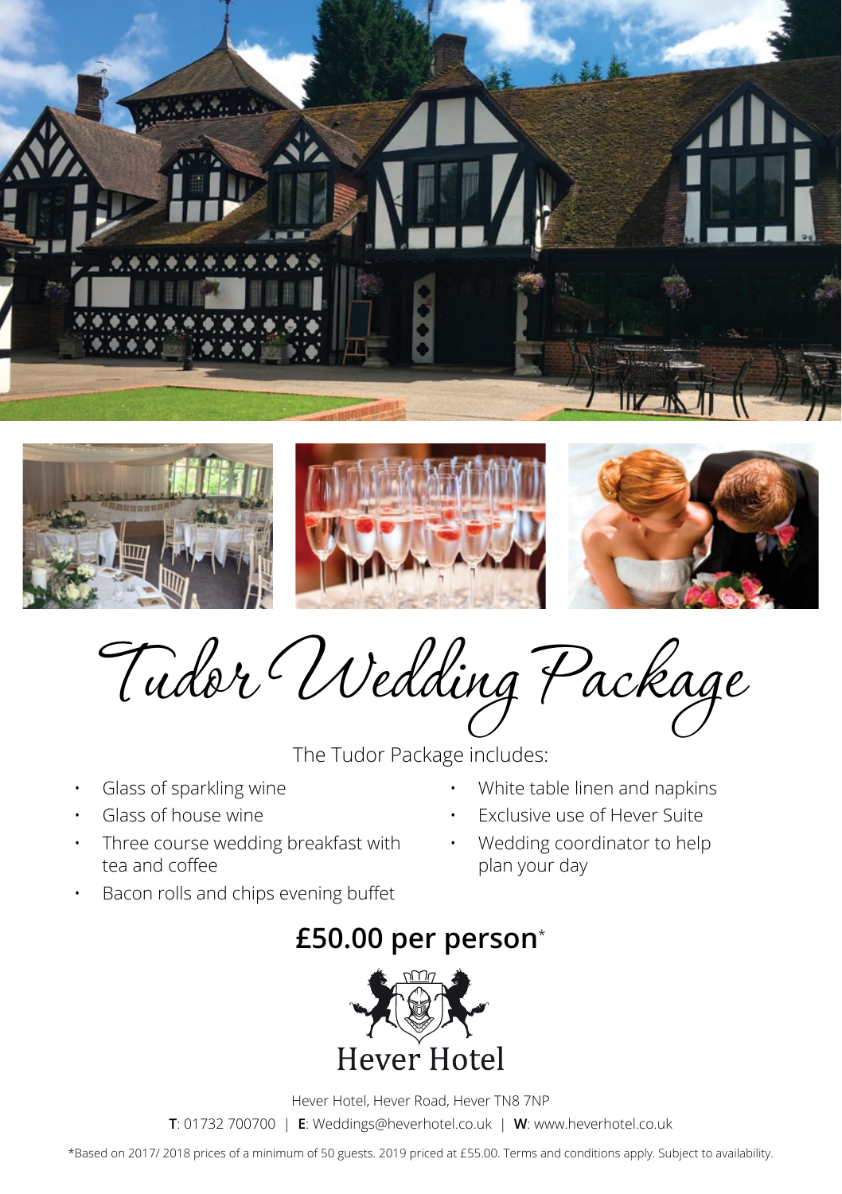# Tudor Wedding Package

The Tudor Package includes:

- Glass of sparkling wine
- Glass of house wine
- Three course wedding breakfast with tea and coffee
- Bacon rolls and chips evening buffet
- White table linen and napkins
- Exclusive use of Hever Suite
- Wedding coordinator to help plan your day

## £50.00 per person*

Hever Hotel

Hever Hotel, Hever Road, Hever TN8 7NP

**T**: 01732 700700 | **E**: Weddings@heverhotel.co.uk | **W**: www.heverhotel.co.uk

*Based on 2017/ 2018 prices of a minimum of 50 guests. 2019 priced at £55.00. Terms and conditions apply. Subject to availability.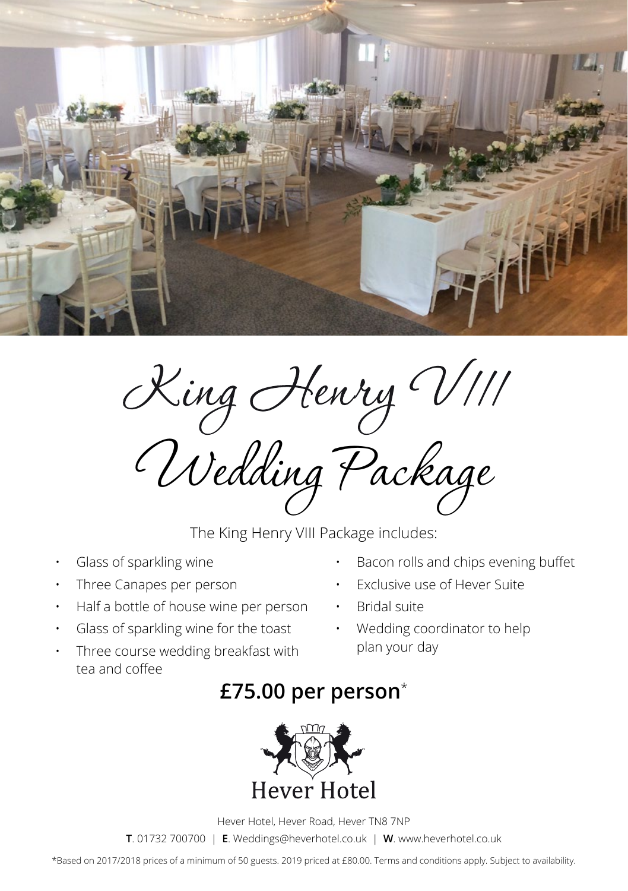# King Henry VIII Wedding Package

The King Henry VIII Package includes:

- Glass of sparkling wine
- Three Canapes per person
- Half a bottle of house wine per person
- Glass of sparkling wine for the toast
- Three course wedding breakfast with tea and coffee
- Bacon rolls and chips evening buffet
- Exclusive use of Hever Suite
- Bridal suite
- Wedding coordinator to help plan your day

**£75.00 per person***

Hever Hotel

Hever Hotel, Hever Road, Hever TN8 7NP

**T**. 01732 700700 | **E**. Weddings@heverhotel.co.uk | **W**. www.heverhotel.co.uk

*Based on 2017/2018 prices of a minimum of 50 guests. 2019 priced at £80.00. Terms and conditions apply. Subject to availability.